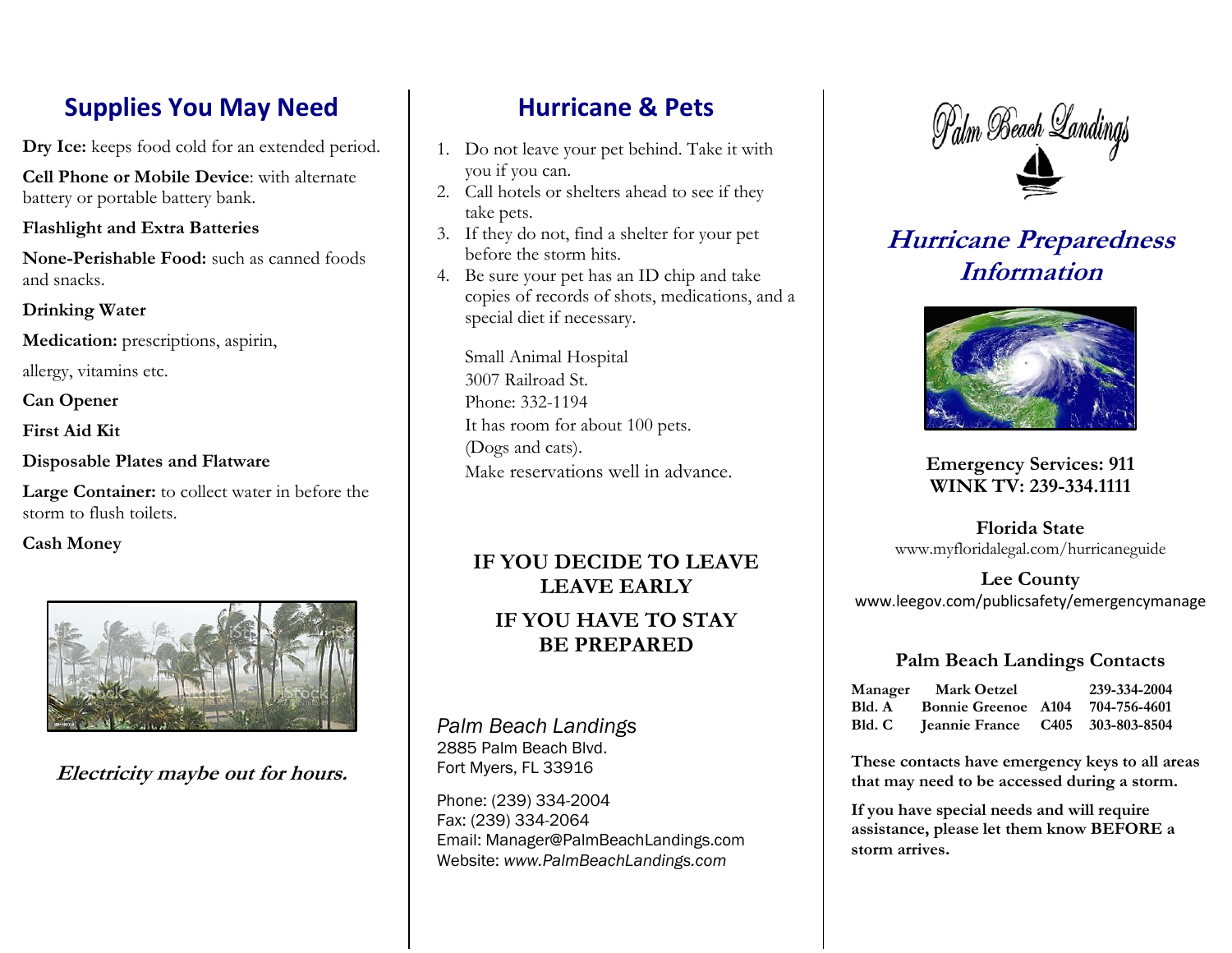## Supplies You May Need

**Dry Ice:** keeps food cold for an extended period.

**Cell Phone or Mobile Device**: with alternate battery or portable battery bank.

**Flashlight and Extra Batteries**

**None-Perishable Food:** such as canned foods and snacks.

**Drinking Water**

**Medication:** prescriptions, aspirin,

allergy, vitamins etc.

**Can Opener**

**First Aid Kit**

**Disposable Plates and Flatware**

**Large Container:** to collect water in before the storm to flush toilets.

**Cash Money**

***Electricity maybe out for hours.***

## Hurricane & Pets

1. Do not leave your pet behind. Take it with you if you can.
2. Call hotels or shelters ahead to see if they take pets.
3. If they do not, find a shelter for your pet before the storm hits.
4. Be sure your pet has an ID chip and take copies of records of shots, medications, and a special diet if necessary.

Small Animal Hospital
3007 Railroad St.
Phone: 332-1194
It has room for about 100 pets.
(Dogs and cats).
Make reservations well in advance.

**IF YOU DECIDE TO LEAVE**
**LEAVE EARLY**

**IF YOU HAVE TO STAY**
**BE PREPARED**

*Palm Beach Landings*
2885 Palm Beach Blvd.
Fort Myers, FL 33916

Phone: (239) 334-2004
Fax: (239) 334-2064
Email: Manager@PalmBeachLandings.com
Website: *www.PalmBeachLandings.com*

Palm Beach Landings

# *Hurricane Preparedness Information*

**Emergency Services: 911**
**WINK TV: 239-334.1111**

**Florida State**
www.myfloridalegal.com/hurricaneguide

**Lee County**
www.leegov.com/publicsafety/emergencymanage

**Palm Beach Landings Contacts**

| | | | |
|---|---|---|---|
| **Manager** | **Mark Oetzel** | | **239-334-2004** |
| **Bld. A** | **Bonnie Greenoe** | **A104** | **704-756-4601** |
| **Bld. C** | **Jeannie France** | **C405** | **303-803-8504** |

**These contacts have emergency keys to all areas that may need to be accessed during a storm.**

**If you have special needs and will require assistance, please let them know BEFORE a storm arrives.**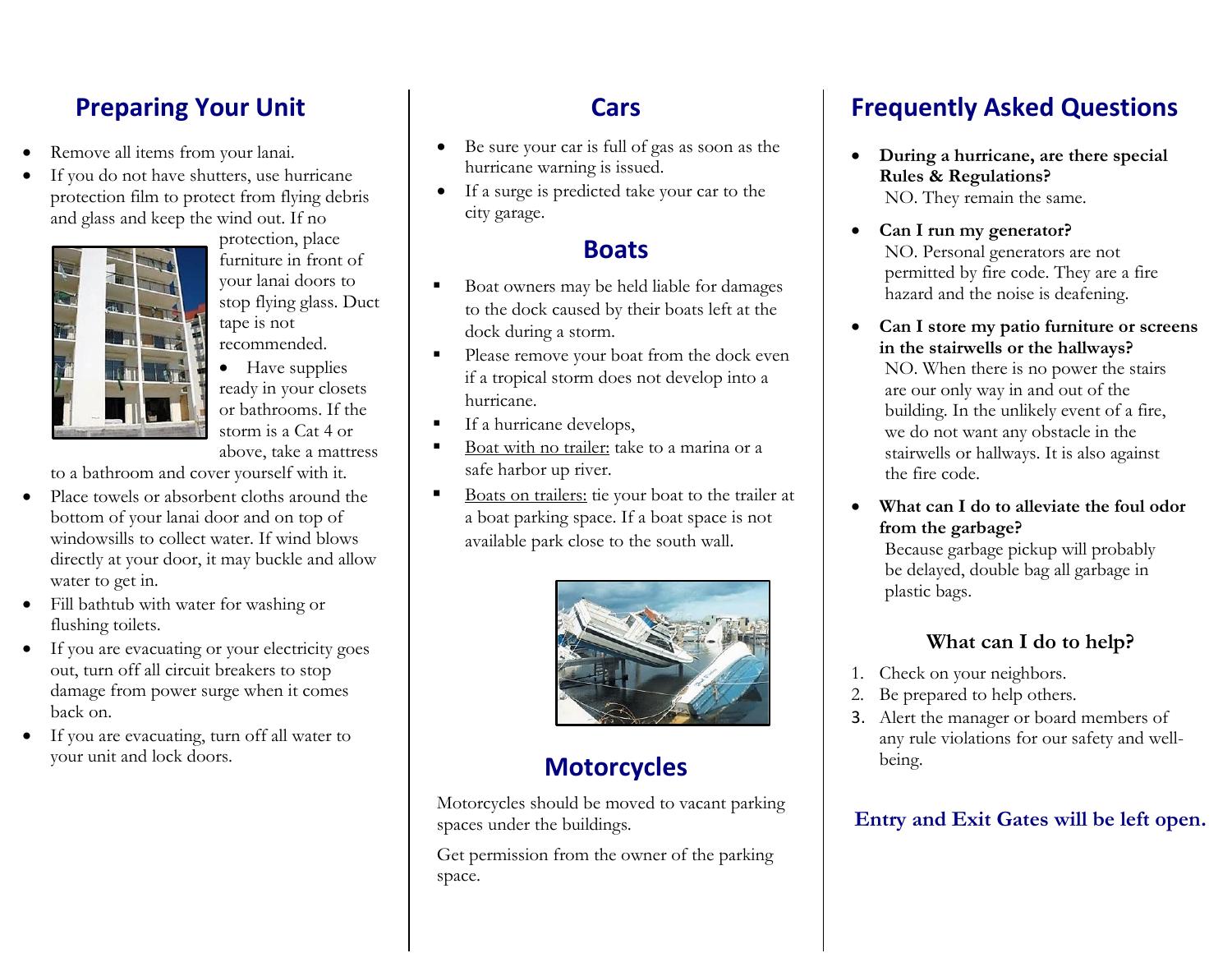## Preparing Your Unit

- Remove all items from your lanai.
- If you do not have shutters, use hurricane protection film to protect from flying debris and glass and keep the wind out. If no protection, place furniture in front of your lanai doors to stop flying glass. Duct tape is not recommended.
- Have supplies ready in your closets or bathrooms. If the storm is a Cat 4 or above, take a mattress to a bathroom and cover yourself with it.
- Place towels or absorbent cloths around the bottom of your lanai door and on top of windowsills to collect water. If wind blows directly at your door, it may buckle and allow water to get in.
- Fill bathtub with water for washing or flushing toilets.
- If you are evacuating or your electricity goes out, turn off all circuit breakers to stop damage from power surge when it comes back on.
- If you are evacuating, turn off all water to your unit and lock doors.

## Cars

- Be sure your car is full of gas as soon as the hurricane warning is issued.
- If a surge is predicted take your car to the city garage.

## Boats

- Boat owners may be held liable for damages to the dock caused by their boats left at the dock during a storm.
- Please remove your boat from the dock even if a tropical storm does not develop into a hurricane.
- If a hurricane develops,
- Boat with no trailer: take to a marina or a safe harbor up river.
- Boats on trailers: tie your boat to the trailer at a boat parking space. If a boat space is not available park close to the south wall.

## Motorcycles

Motorcycles should be moved to vacant parking spaces under the buildings.

Get permission from the owner of the parking space.

## Frequently Asked Questions

- **During a hurricane, are there special Rules & Regulations?**
  NO. They remain the same.
- **Can I run my generator?**
  NO. Personal generators are not permitted by fire code. They are a fire hazard and the noise is deafening.
- **Can I store my patio furniture or screens in the stairwells or the hallways?**
  NO. When there is no power the stairs are our only way in and out of the building. In the unlikely event of a fire, we do not want any obstacle in the stairwells or hallways. It is also against the fire code.
- **What can I do to alleviate the foul odor from the garbage?**
  Because garbage pickup will probably be delayed, double bag all garbage in plastic bags.

### What can I do to help?

1. Check on your neighbors.
2. Be prepared to help others.
3. Alert the manager or board members of any rule violations for our safety and well-being.

**Entry and Exit Gates will be left open.**